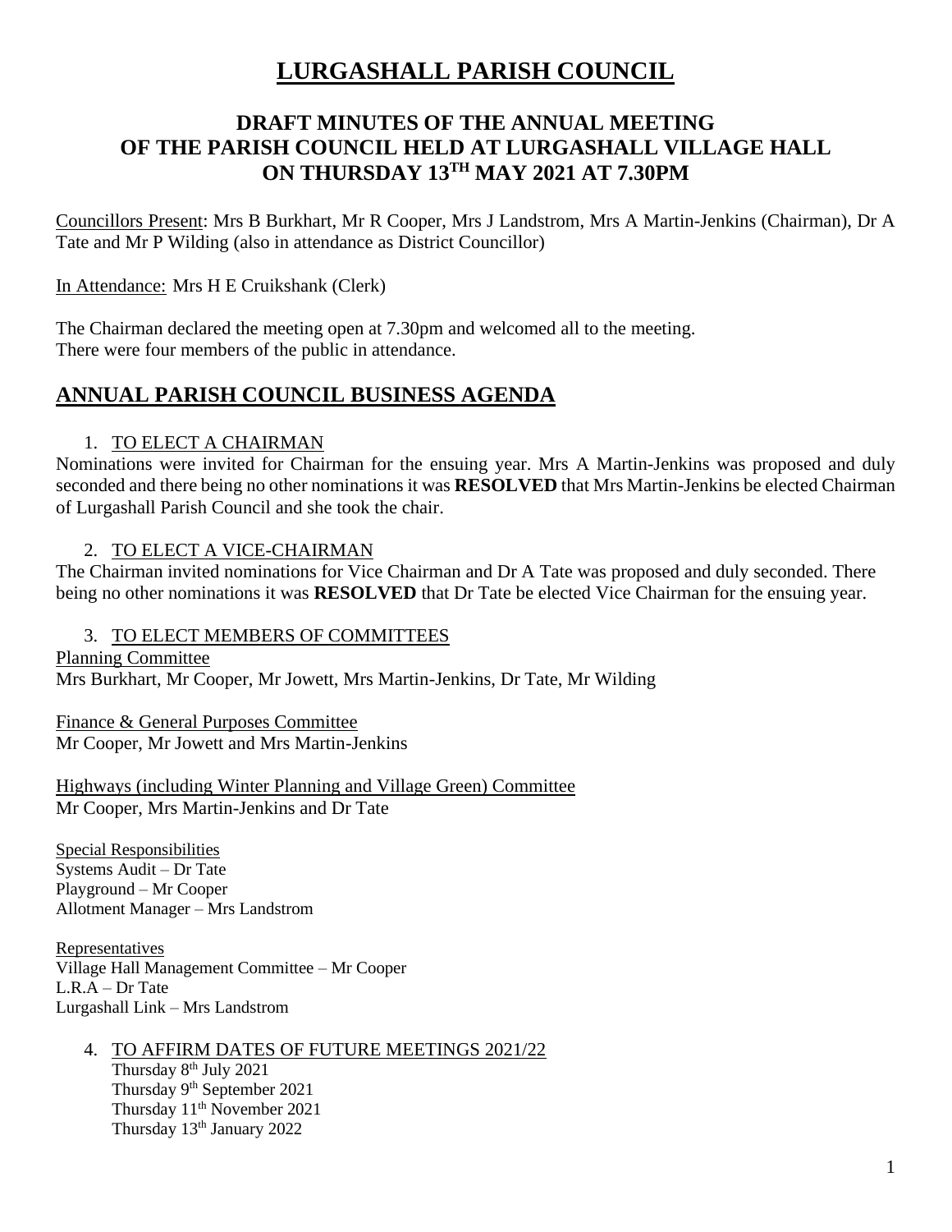# LURGASHALL PARISH COUNCIL

## DRAFT MINUTES OF THE ANNUAL MEETING OF THE PARISH COUNCIL HELD AT LURGASHALL VILLAGE HALL ON THURSDAY 13TH MAY 2021 AT 7.30PM

Councillors Present: Mrs B Burkhart, Mr R Cooper, Mrs J Landstrom, Mrs A Martin-Jenkins (Chairman), Dr A Tate and Mr P Wilding (also in attendance as District Councillor)

In Attendance: Mrs H E Cruikshank (Clerk)

The Chairman declared the meeting open at 7.30pm and welcomed all to the meeting.
There were four members of the public in attendance.

## ANNUAL PARISH COUNCIL BUSINESS AGENDA

1. TO ELECT A CHAIRMAN

Nominations were invited for Chairman for the ensuing year. Mrs A Martin-Jenkins was proposed and duly seconded and there being no other nominations it was **RESOLVED** that Mrs Martin-Jenkins be elected Chairman of Lurgashall Parish Council and she took the chair.

2. TO ELECT A VICE-CHAIRMAN

The Chairman invited nominations for Vice Chairman and Dr A Tate was proposed and duly seconded. There being no other nominations it was **RESOLVED** that Dr Tate be elected Vice Chairman for the ensuing year.

3. TO ELECT MEMBERS OF COMMITTEES

Planning Committee
Mrs Burkhart, Mr Cooper, Mr Jowett, Mrs Martin-Jenkins, Dr Tate, Mr Wilding

Finance & General Purposes Committee
Mr Cooper, Mr Jowett and Mrs Martin-Jenkins

Highways (including Winter Planning and Village Green) Committee
Mr Cooper, Mrs Martin-Jenkins and Dr Tate

Special Responsibilities
Systems Audit – Dr Tate
Playground – Mr Cooper
Allotment Manager – Mrs Landstrom

Representatives
Village Hall Management Committee – Mr Cooper
L.R.A – Dr Tate
Lurgashall Link – Mrs Landstrom

4. TO AFFIRM DATES OF FUTURE MEETINGS 2021/22

Thursday 8th July 2021
Thursday 9th September 2021
Thursday 11th November 2021
Thursday 13th January 2022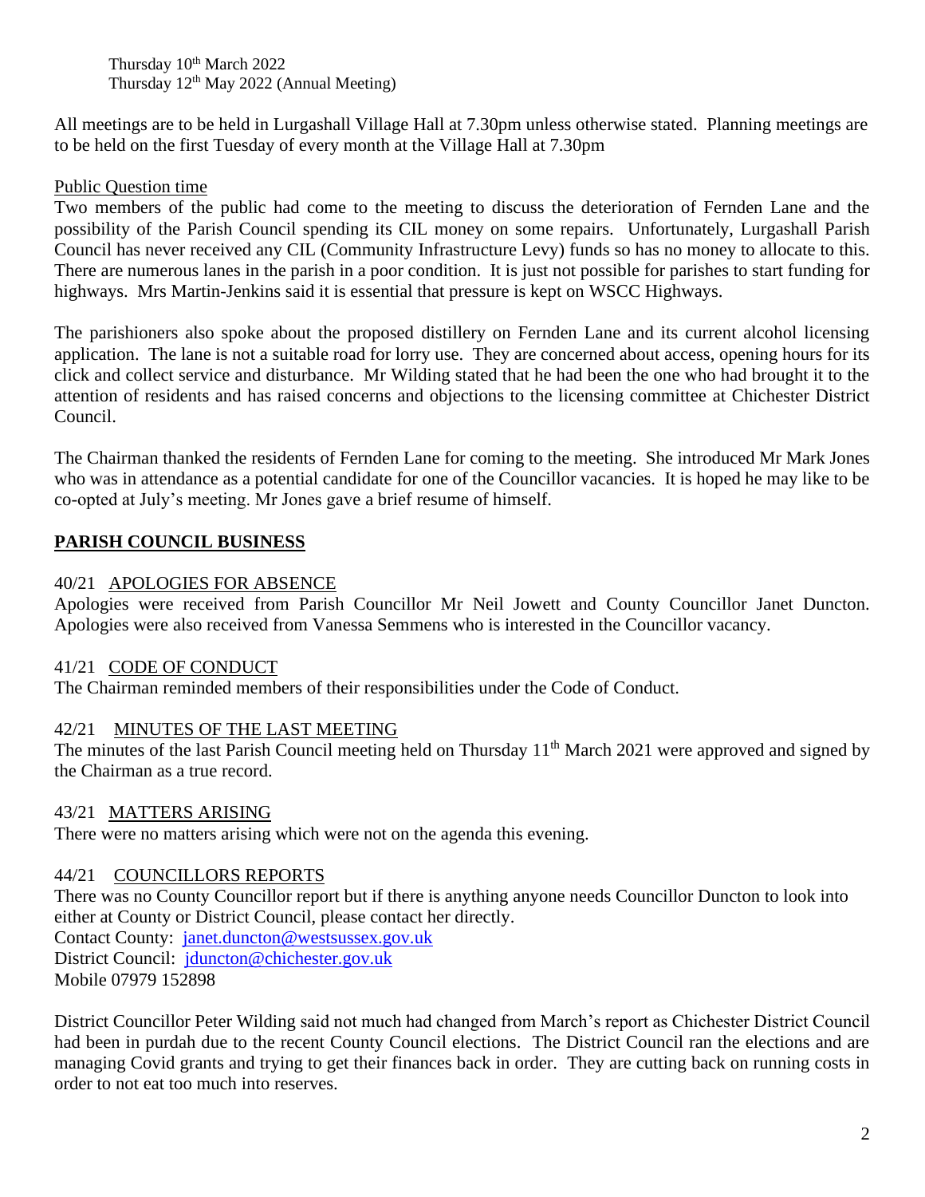Thursday 10th March 2022
Thursday 12th May 2022 (Annual Meeting)

All meetings are to be held in Lurgashall Village Hall at 7.30pm unless otherwise stated. Planning meetings are to be held on the first Tuesday of every month at the Village Hall at 7.30pm

Public Question time

Two members of the public had come to the meeting to discuss the deterioration of Fernden Lane and the possibility of the Parish Council spending its CIL money on some repairs. Unfortunately, Lurgashall Parish Council has never received any CIL (Community Infrastructure Levy) funds so has no money to allocate to this. There are numerous lanes in the parish in a poor condition. It is just not possible for parishes to start funding for highways. Mrs Martin-Jenkins said it is essential that pressure is kept on WSCC Highways.

The parishioners also spoke about the proposed distillery on Fernden Lane and its current alcohol licensing application. The lane is not a suitable road for lorry use. They are concerned about access, opening hours for its click and collect service and disturbance. Mr Wilding stated that he had been the one who had brought it to the attention of residents and has raised concerns and objections to the licensing committee at Chichester District Council.

The Chairman thanked the residents of Fernden Lane for coming to the meeting. She introduced Mr Mark Jones who was in attendance as a potential candidate for one of the Councillor vacancies. It is hoped he may like to be co-opted at July's meeting. Mr Jones gave a brief resume of himself.

## PARISH COUNCIL BUSINESS

40/21 APOLOGIES FOR ABSENCE

Apologies were received from Parish Councillor Mr Neil Jowett and County Councillor Janet Duncton. Apologies were also received from Vanessa Semmens who is interested in the Councillor vacancy.

41/21 CODE OF CONDUCT

The Chairman reminded members of their responsibilities under the Code of Conduct.

42/21 MINUTES OF THE LAST MEETING

The minutes of the last Parish Council meeting held on Thursday 11th March 2021 were approved and signed by the Chairman as a true record.

43/21 MATTERS ARISING

There were no matters arising which were not on the agenda this evening.

44/21 COUNCILLORS REPORTS

There was no County Councillor report but if there is anything anyone needs Councillor Duncton to look into either at County or District Council, please contact her directly.
Contact County: janet.duncton@westsussex.gov.uk
District Council: jduncton@chichester.gov.uk
Mobile 07979 152898

District Councillor Peter Wilding said not much had changed from March's report as Chichester District Council had been in purdah due to the recent County Council elections. The District Council ran the elections and are managing Covid grants and trying to get their finances back in order. They are cutting back on running costs in order to not eat too much into reserves.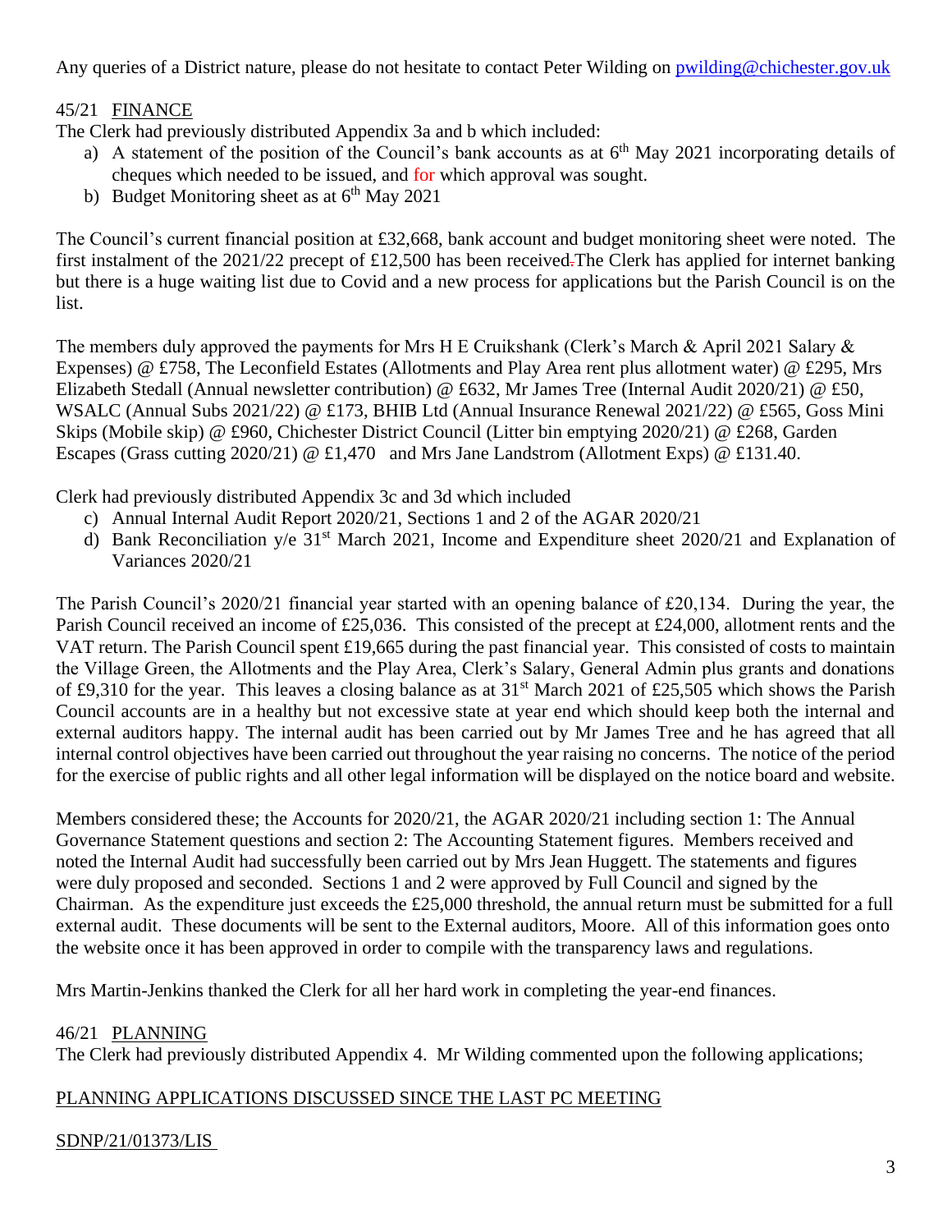Any queries of a District nature, please do not hesitate to contact Peter Wilding on pwilding@chichester.gov.uk

45/21 FINANCE

The Clerk had previously distributed Appendix 3a and b which included:

a) A statement of the position of the Council's bank accounts as at 6th May 2021 incorporating details of cheques which needed to be issued, and for which approval was sought.
b) Budget Monitoring sheet as at 6th May 2021

The Council's current financial position at £32,668, bank account and budget monitoring sheet were noted. The first instalment of the 2021/22 precept of £12,500 has been received. The Clerk has applied for internet banking but there is a huge waiting list due to Covid and a new process for applications but the Parish Council is on the list.

The members duly approved the payments for Mrs H E Cruikshank (Clerk's March & April 2021 Salary & Expenses) @ £758, The Leconfield Estates (Allotments and Play Area rent plus allotment water) @ £295, Mrs Elizabeth Stedall (Annual newsletter contribution) @ £632, Mr James Tree (Internal Audit 2020/21) @ £50, WSALC (Annual Subs 2021/22) @ £173, BHIB Ltd (Annual Insurance Renewal 2021/22) @ £565, Goss Mini Skips (Mobile skip) @ £960, Chichester District Council (Litter bin emptying 2020/21) @ £268, Garden Escapes (Grass cutting 2020/21) @ £1,470 and Mrs Jane Landstrom (Allotment Exps) @ £131.40.

Clerk had previously distributed Appendix 3c and 3d which included

c) Annual Internal Audit Report 2020/21, Sections 1 and 2 of the AGAR 2020/21
d) Bank Reconciliation y/e 31st March 2021, Income and Expenditure sheet 2020/21 and Explanation of Variances 2020/21

The Parish Council's 2020/21 financial year started with an opening balance of £20,134. During the year, the Parish Council received an income of £25,036. This consisted of the precept at £24,000, allotment rents and the VAT return. The Parish Council spent £19,665 during the past financial year. This consisted of costs to maintain the Village Green, the Allotments and the Play Area, Clerk's Salary, General Admin plus grants and donations of £9,310 for the year. This leaves a closing balance as at 31st March 2021 of £25,505 which shows the Parish Council accounts are in a healthy but not excessive state at year end which should keep both the internal and external auditors happy. The internal audit has been carried out by Mr James Tree and he has agreed that all internal control objectives have been carried out throughout the year raising no concerns. The notice of the period for the exercise of public rights and all other legal information will be displayed on the notice board and website.

Members considered these; the Accounts for 2020/21, the AGAR 2020/21 including section 1: The Annual Governance Statement questions and section 2: The Accounting Statement figures. Members received and noted the Internal Audit had successfully been carried out by Mrs Jean Huggett. The statements and figures were duly proposed and seconded. Sections 1 and 2 were approved by Full Council and signed by the Chairman. As the expenditure just exceeds the £25,000 threshold, the annual return must be submitted for a full external audit. These documents will be sent to the External auditors, Moore. All of this information goes onto the website once it has been approved in order to compile with the transparency laws and regulations.

Mrs Martin-Jenkins thanked the Clerk for all her hard work in completing the year-end finances.

46/21 PLANNING

The Clerk had previously distributed Appendix 4. Mr Wilding commented upon the following applications;

PLANNING APPLICATIONS DISCUSSED SINCE THE LAST PC MEETING

SDNP/21/01373/LIS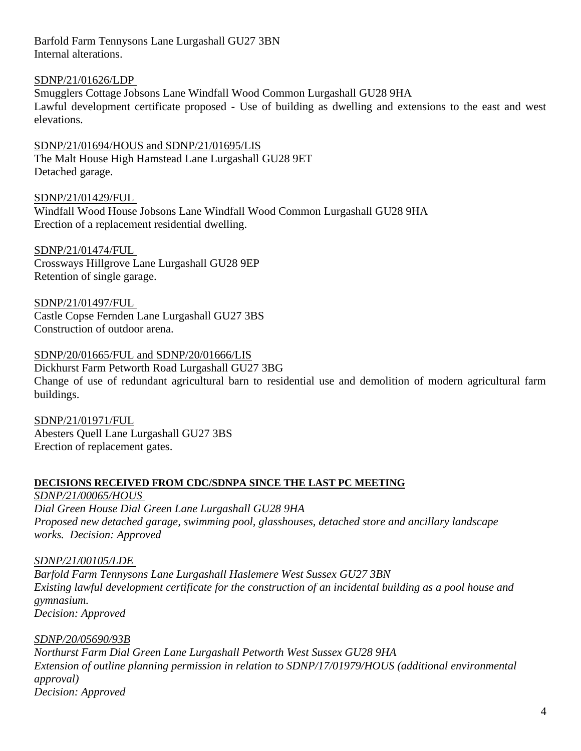Barfold Farm Tennysons Lane Lurgashall GU27 3BN
Internal alterations.

SDNP/21/01626/LDP
Smugglers Cottage Jobsons Lane Windfall Wood Common Lurgashall GU28 9HA
Lawful development certificate proposed - Use of building as dwelling and extensions to the east and west elevations.

SDNP/21/01694/HOUS and SDNP/21/01695/LIS
The Malt House High Hamstead Lane Lurgashall GU28 9ET
Detached garage.

SDNP/21/01429/FUL
Windfall Wood House Jobsons Lane Windfall Wood Common Lurgashall GU28 9HA
Erection of a replacement residential dwelling.

SDNP/21/01474/FUL
Crossways Hillgrove Lane Lurgashall GU28 9EP
Retention of single garage.

SDNP/21/01497/FUL
Castle Copse Fernden Lane Lurgashall GU27 3BS
Construction of outdoor arena.

SDNP/20/01665/FUL and SDNP/20/01666/LIS
Dickhurst Farm Petworth Road Lurgashall GU27 3BG
Change of use of redundant agricultural barn to residential use and demolition of modern agricultural farm buildings.

SDNP/21/01971/FUL
Abesters Quell Lane Lurgashall GU27 3BS
Erection of replacement gates.

**DECISIONS RECEIVED FROM CDC/SDNPA SINCE THE LAST PC MEETING**

*SDNP/21/00065/HOUS*
*Dial Green House Dial Green Lane Lurgashall GU28 9HA*
*Proposed new detached garage, swimming pool, glasshouses, detached store and ancillary landscape works. Decision: Approved*

*SDNP/21/00105/LDE*
*Barfold Farm Tennysons Lane Lurgashall Haslemere West Sussex GU27 3BN*
*Existing lawful development certificate for the construction of an incidental building as a pool house and gymnasium.*
*Decision: Approved*

*SDNP/20/05690/93B*
*Northurst Farm Dial Green Lane Lurgashall Petworth West Sussex GU28 9HA*
*Extension of outline planning permission in relation to SDNP/17/01979/HOUS (additional environmental approval)*
*Decision: Approved*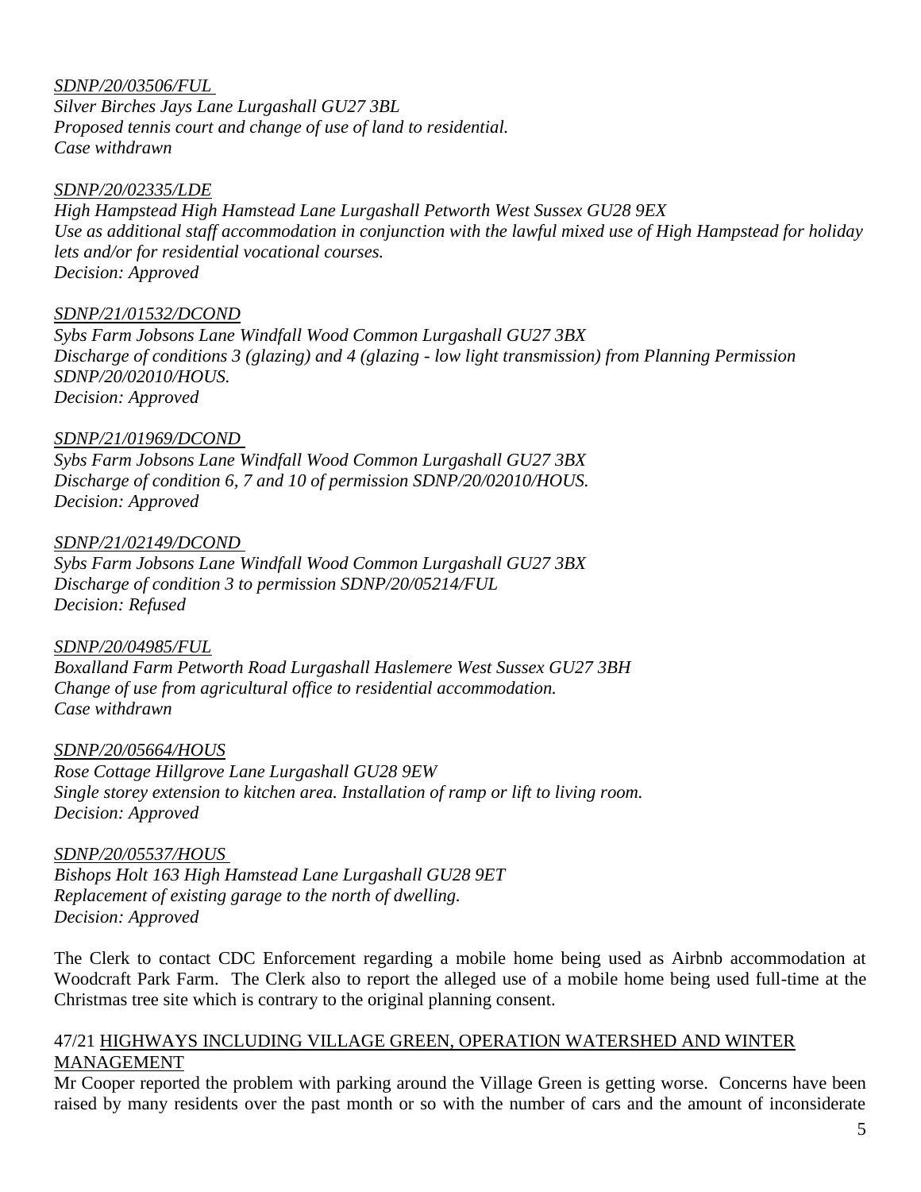*SDNP/20/03506/FUL*
*Silver Birches Jays Lane Lurgashall GU27 3BL*
*Proposed tennis court and change of use of land to residential.*
*Case withdrawn*

*SDNP/20/02335/LDE*
*High Hampstead High Hamstead Lane Lurgashall Petworth West Sussex GU28 9EX*
*Use as additional staff accommodation in conjunction with the lawful mixed use of High Hampstead for holiday lets and/or for residential vocational courses.*
*Decision: Approved*

*SDNP/21/01532/DCOND*
*Sybs Farm Jobsons Lane Windfall Wood Common Lurgashall GU27 3BX*
*Discharge of conditions 3 (glazing) and 4 (glazing - low light transmission) from Planning Permission SDNP/20/02010/HOUS.*
*Decision: Approved*

*SDNP/21/01969/DCOND*
*Sybs Farm Jobsons Lane Windfall Wood Common Lurgashall GU27 3BX*
*Discharge of condition 6, 7 and 10 of permission SDNP/20/02010/HOUS.*
*Decision: Approved*

*SDNP/21/02149/DCOND*
*Sybs Farm Jobsons Lane Windfall Wood Common Lurgashall GU27 3BX*
*Discharge of condition 3 to permission SDNP/20/05214/FUL*
*Decision: Refused*

*SDNP/20/04985/FUL*
*Boxalland Farm Petworth Road Lurgashall Haslemere West Sussex GU27 3BH*
*Change of use from agricultural office to residential accommodation.*
*Case withdrawn*

*SDNP/20/05664/HOUS*
*Rose Cottage Hillgrove Lane Lurgashall GU28 9EW*
*Single storey extension to kitchen area. Installation of ramp or lift to living room.*
*Decision: Approved*

*SDNP/20/05537/HOUS*
*Bishops Holt 163 High Hamstead Lane Lurgashall GU28 9ET*
*Replacement of existing garage to the north of dwelling.*
*Decision: Approved*

The Clerk to contact CDC Enforcement regarding a mobile home being used as Airbnb accommodation at Woodcraft Park Farm. The Clerk also to report the alleged use of a mobile home being used full-time at the Christmas tree site which is contrary to the original planning consent.

47/21 HIGHWAYS INCLUDING VILLAGE GREEN, OPERATION WATERSHED AND WINTER MANAGEMENT

Mr Cooper reported the problem with parking around the Village Green is getting worse. Concerns have been raised by many residents over the past month or so with the number of cars and the amount of inconsiderate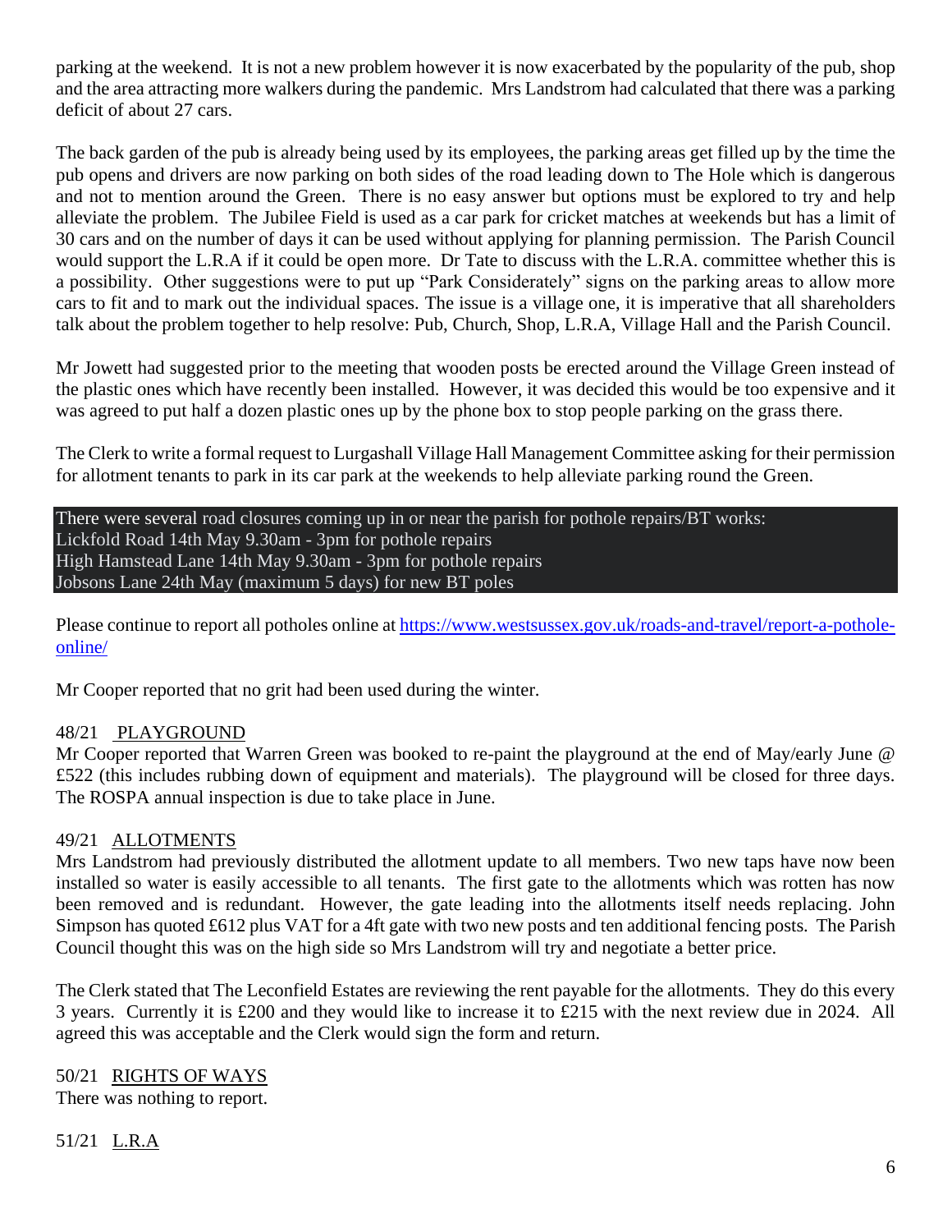parking at the weekend. It is not a new problem however it is now exacerbated by the popularity of the pub, shop and the area attracting more walkers during the pandemic. Mrs Landstrom had calculated that there was a parking deficit of about 27 cars.

The back garden of the pub is already being used by its employees, the parking areas get filled up by the time the pub opens and drivers are now parking on both sides of the road leading down to The Hole which is dangerous and not to mention around the Green. There is no easy answer but options must be explored to try and help alleviate the problem. The Jubilee Field is used as a car park for cricket matches at weekends but has a limit of 30 cars and on the number of days it can be used without applying for planning permission. The Parish Council would support the L.R.A if it could be open more. Dr Tate to discuss with the L.R.A. committee whether this is a possibility. Other suggestions were to put up "Park Considerately" signs on the parking areas to allow more cars to fit and to mark out the individual spaces. The issue is a village one, it is imperative that all shareholders talk about the problem together to help resolve: Pub, Church, Shop, L.R.A, Village Hall and the Parish Council.

Mr Jowett had suggested prior to the meeting that wooden posts be erected around the Village Green instead of the plastic ones which have recently been installed. However, it was decided this would be too expensive and it was agreed to put half a dozen plastic ones up by the phone box to stop people parking on the grass there.

The Clerk to write a formal request to Lurgashall Village Hall Management Committee asking for their permission for allotment tenants to park in its car park at the weekends to help alleviate parking round the Green.

There were several road closures coming up in or near the parish for pothole repairs/BT works:
Lickfold Road 14th May 9.30am - 3pm for pothole repairs
High Hamstead Lane 14th May 9.30am - 3pm for pothole repairs
Jobsons Lane 24th May (maximum 5 days) for new BT poles

Please continue to report all potholes online at https://www.westsussex.gov.uk/roads-and-travel/report-a-pothole-online/

Mr Cooper reported that no grit had been used during the winter.

48/21 PLAYGROUND

Mr Cooper reported that Warren Green was booked to re-paint the playground at the end of May/early June @ £522 (this includes rubbing down of equipment and materials). The playground will be closed for three days. The ROSPA annual inspection is due to take place in June.

49/21 ALLOTMENTS

Mrs Landstrom had previously distributed the allotment update to all members. Two new taps have now been installed so water is easily accessible to all tenants. The first gate to the allotments which was rotten has now been removed and is redundant. However, the gate leading into the allotments itself needs replacing. John Simpson has quoted £612 plus VAT for a 4ft gate with two new posts and ten additional fencing posts. The Parish Council thought this was on the high side so Mrs Landstrom will try and negotiate a better price.

The Clerk stated that The Leconfield Estates are reviewing the rent payable for the allotments. They do this every 3 years. Currently it is £200 and they would like to increase it to £215 with the next review due in 2024. All agreed this was acceptable and the Clerk would sign the form and return.

50/21 RIGHTS OF WAYS

There was nothing to report.

51/21 L.R.A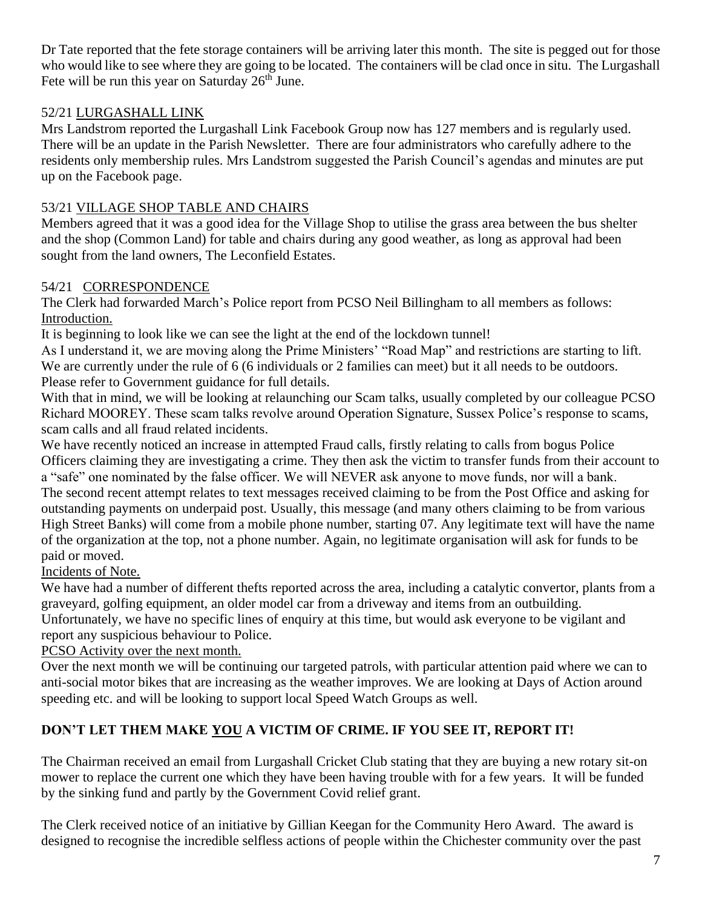Dr Tate reported that the fete storage containers will be arriving later this month. The site is pegged out for those who would like to see where they are going to be located. The containers will be clad once in situ. The Lurgashall Fete will be run this year on Saturday 26th June.

52/21 LURGASHALL LINK

Mrs Landstrom reported the Lurgashall Link Facebook Group now has 127 members and is regularly used. There will be an update in the Parish Newsletter. There are four administrators who carefully adhere to the residents only membership rules. Mrs Landstrom suggested the Parish Council's agendas and minutes are put up on the Facebook page.

53/21 VILLAGE SHOP TABLE AND CHAIRS

Members agreed that it was a good idea for the Village Shop to utilise the grass area between the bus shelter and the shop (Common Land) for table and chairs during any good weather, as long as approval had been sought from the land owners, The Leconfield Estates.

54/21 CORRESPONDENCE

The Clerk had forwarded March's Police report from PCSO Neil Billingham to all members as follows:

Introduction.

It is beginning to look like we can see the light at the end of the lockdown tunnel!

As I understand it, we are moving along the Prime Ministers' "Road Map" and restrictions are starting to lift. We are currently under the rule of 6 (6 individuals or 2 families can meet) but it all needs to be outdoors. Please refer to Government guidance for full details.

With that in mind, we will be looking at relaunching our Scam talks, usually completed by our colleague PCSO Richard MOOREY. These scam talks revolve around Operation Signature, Sussex Police's response to scams, scam calls and all fraud related incidents.

We have recently noticed an increase in attempted Fraud calls, firstly relating to calls from bogus Police Officers claiming they are investigating a crime. They then ask the victim to transfer funds from their account to a "safe" one nominated by the false officer. We will NEVER ask anyone to move funds, nor will a bank.

The second recent attempt relates to text messages received claiming to be from the Post Office and asking for outstanding payments on underpaid post. Usually, this message (and many others claiming to be from various High Street Banks) will come from a mobile phone number, starting 07. Any legitimate text will have the name of the organization at the top, not a phone number. Again, no legitimate organisation will ask for funds to be paid or moved.

Incidents of Note.

We have had a number of different thefts reported across the area, including a catalytic convertor, plants from a graveyard, golfing equipment, an older model car from a driveway and items from an outbuilding. Unfortunately, we have no specific lines of enquiry at this time, but would ask everyone to be vigilant and report any suspicious behaviour to Police.

PCSO Activity over the next month.

Over the next month we will be continuing our targeted patrols, with particular attention paid where we can to anti-social motor bikes that are increasing as the weather improves. We are looking at Days of Action around speeding etc. and will be looking to support local Speed Watch Groups as well.

**DON'T LET THEM MAKE YOU A VICTIM OF CRIME. IF YOU SEE IT, REPORT IT!**

The Chairman received an email from Lurgashall Cricket Club stating that they are buying a new rotary sit-on mower to replace the current one which they have been having trouble with for a few years. It will be funded by the sinking fund and partly by the Government Covid relief grant.

The Clerk received notice of an initiative by Gillian Keegan for the Community Hero Award. The award is designed to recognise the incredible selfless actions of people within the Chichester community over the past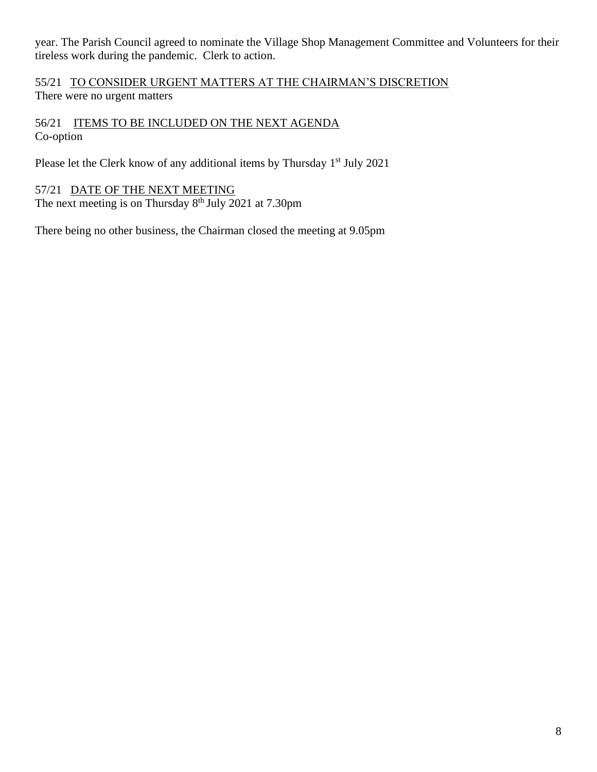year. The Parish Council agreed to nominate the Village Shop Management Committee and Volunteers for their tireless work during the pandemic. Clerk to action.

55/21 <u>TO CONSIDER URGENT MATTERS AT THE CHAIRMAN'S DISCRETION</u>
There were no urgent matters

56/21 <u>ITEMS TO BE INCLUDED ON THE NEXT AGENDA</u>
Co-option

Please let the Clerk know of any additional items by Thursday 1st July 2021

57/21 <u>DATE OF THE NEXT MEETING</u>
The next meeting is on Thursday 8th July 2021 at 7.30pm

There being no other business, the Chairman closed the meeting at 9.05pm